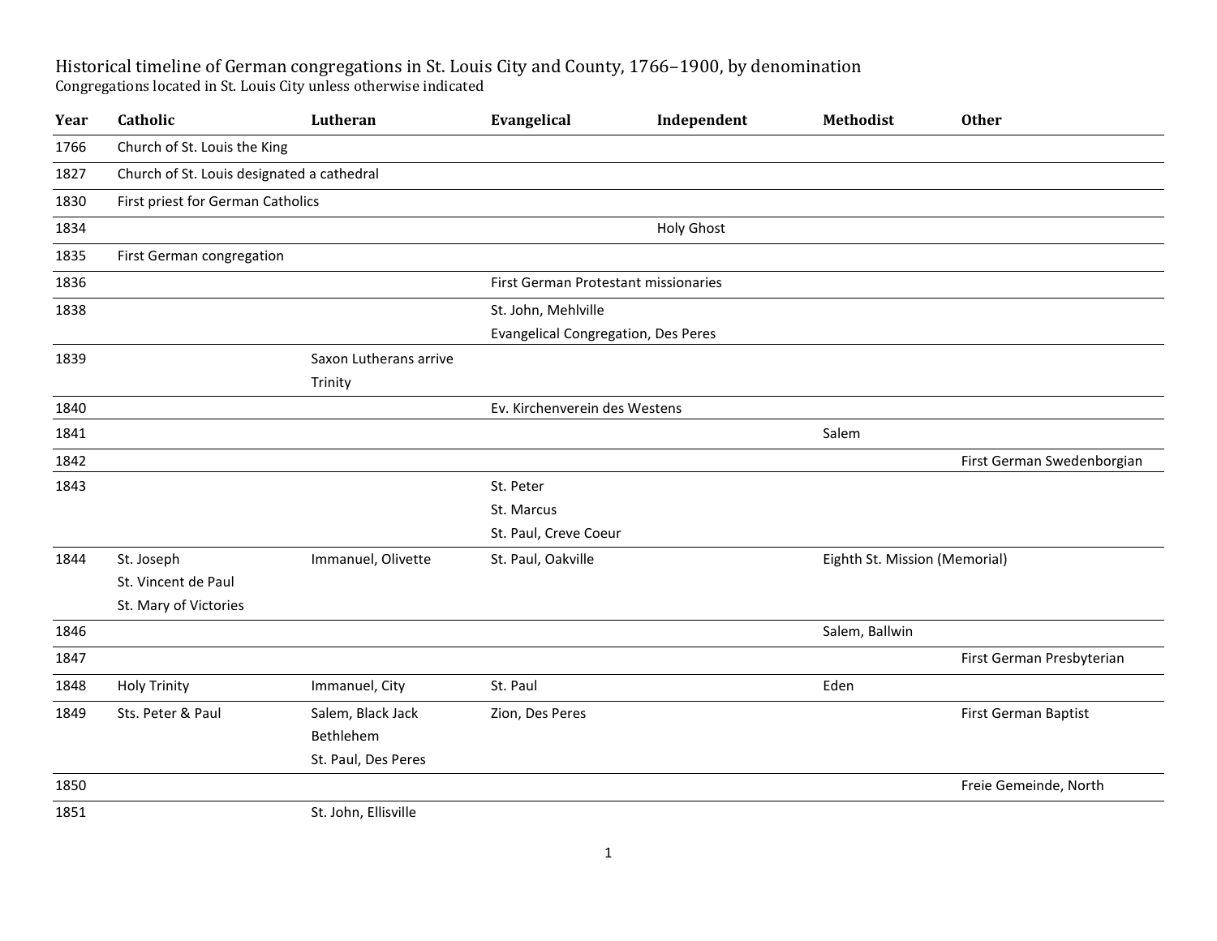Historical timeline of German congregations in St. Louis City and County, 1766–1900, by denomination

Congregations located in St. Louis City unless otherwise indicated

| Year | Catholic | Lutheran | Evangelical | Independent | Methodist | Other |
|---|---|---|---|---|---|---|
| 1766 | Church of St. Louis the King | | | | | |
| 1827 | Church of St. Louis designated a cathedral | | | | | |
| 1830 | First priest for German Catholics | | | | | |
| 1834 | | | | Holy Ghost | | |
| 1835 | First German congregation | | | | | |
| 1836 | | | First German Protestant missionaries | | | |
| 1838 | | | St. John, Mehlville<br>Evangelical Congregation, Des Peres | | | |
| 1839 | | Saxon Lutherans arrive<br>Trinity | | | | |
| 1840 | | | Ev. Kirchenverein des Westens | | | |
| 1841 | | | | | Salem | |
| 1842 | | | | | | First German Swedenborgian |
| 1843 | | | St. Peter<br>St. Marcus<br>St. Paul, Creve Coeur | | | |
| 1844 | St. Joseph<br>St. Vincent de Paul<br>St. Mary of Victories | Immanuel, Olivette | St. Paul, Oakville | | Eighth St. Mission (Memorial) | |
| 1846 | | | | | Salem, Ballwin | |
| 1847 | | | | | | First German Presbyterian |
| 1848 | Holy Trinity | Immanuel, City | St. Paul | | Eden | |
| 1849 | Sts. Peter & Paul | Salem, Black Jack<br>Bethlehem<br>St. Paul, Des Peres | Zion, Des Peres | | | First German Baptist |
| 1850 | | | | | | Freie Gemeinde, North |
| 1851 | | St. John, Ellisville | | | | |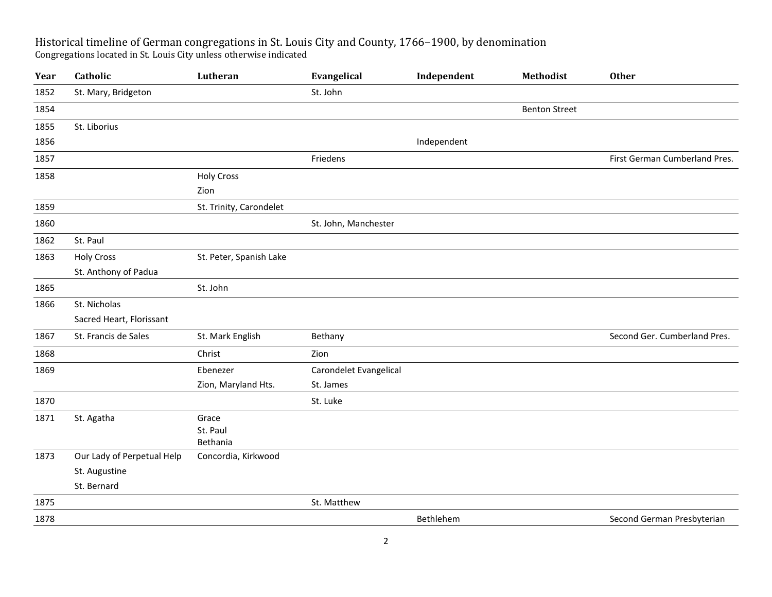Historical timeline of German congregations in St. Louis City and County, 1766–1900, by denomination
Congregations located in St. Louis City unless otherwise indicated

| Year | Catholic | Lutheran | Evangelical | Independent | Methodist | Other |
|---|---|---|---|---|---|---|
| 1852 | St. Mary, Bridgeton | | St. John | | | |
| 1854 | | | | | Benton Street | |
| 1855 | St. Liborius | | | | | |
| 1856 | | | | Independent | | |
| 1857 | | | Friedens | | | First German Cumberland Pres. |
| 1858 | | Holy Cross | | | | |
| | | Zion | | | | |
| 1859 | | St. Trinity, Carondelet | | | | |
| 1860 | | | St. John, Manchester | | | |
| 1862 | St. Paul | | | | | |
| 1863 | Holy Cross | St. Peter, Spanish Lake | | | | |
| | St. Anthony of Padua | | | | | |
| 1865 | | St. John | | | | |
| 1866 | St. Nicholas | | | | | |
| | Sacred Heart, Florissant | | | | | |
| 1867 | St. Francis de Sales | St. Mark English | Bethany | | | Second Ger. Cumberland Pres. |
| 1868 | | Christ | Zion | | | |
| 1869 | | Ebenezer | Carondelet Evangelical | | | |
| | | Zion, Maryland Hts. | St. James | | | |
| 1870 | | | St. Luke | | | |
| 1871 | St. Agatha | Grace | | | | |
| | | St. Paul | | | | |
| | | Bethania | | | | |
| 1873 | Our Lady of Perpetual Help | Concordia, Kirkwood | | | | |
| | St. Augustine | | | | | |
| | St. Bernard | | | | | |
| 1875 | | | St. Matthew | | | |
| 1878 | | | | Bethlehem | | Second German Presbyterian |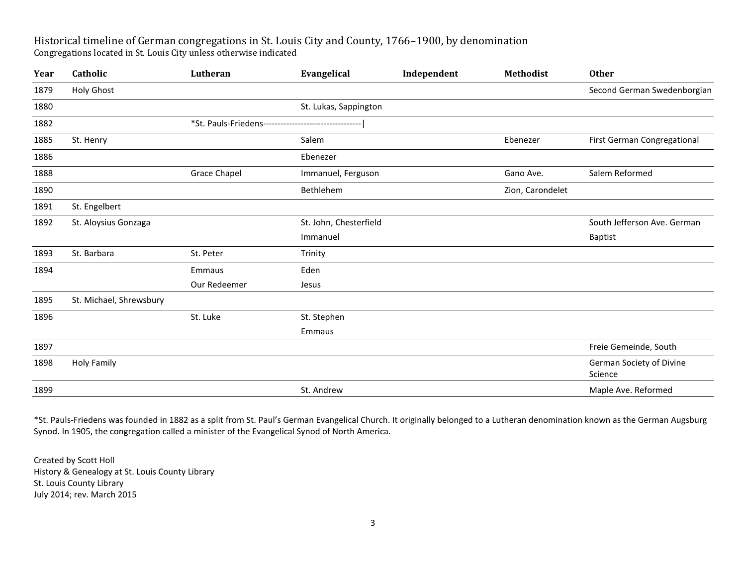Historical timeline of German congregations in St. Louis City and County, 1766–1900, by denomination
Congregations located in St. Louis City unless otherwise indicated

| Year | Catholic | Lutheran | Evangelical | Independent | Methodist | Other |
|---|---|---|---|---|---|---|
| 1879 | Holy Ghost | | | | | Second German Swedenborgian |
| 1880 | | | St. Lukas, Sappington | | | |
| 1882 | | *St. Pauls-Friedens----------------------------------\| | | | | |
| 1885 | St. Henry | | Salem | | Ebenezer | First German Congregational |
| 1886 | | | Ebenezer | | | |
| 1888 | | Grace Chapel | Immanuel, Ferguson | | Gano Ave. | Salem Reformed |
| 1890 | | | Bethlehem | | Zion, Carondelet | |
| 1891 | St. Engelbert | | | | | |
| 1892 | St. Aloysius Gonzaga | | St. John, Chesterfield<br>Immanuel | | | South Jefferson Ave. German Baptist |
| 1893 | St. Barbara | St. Peter | Trinity | | | |
| 1894 | | Emmaus<br>Our Redeemer | Eden<br>Jesus | | | |
| 1895 | St. Michael, Shrewsbury | | | | | |
| 1896 | | St. Luke | St. Stephen<br>Emmaus | | | |
| 1897 | | | | | | Freie Gemeinde, South |
| 1898 | Holy Family | | | | | German Society of Divine Science |
| 1899 | | | St. Andrew | | | Maple Ave. Reformed |

*St. Pauls-Friedens was founded in 1882 as a split from St. Paul's German Evangelical Church. It originally belonged to a Lutheran denomination known as the German Augsburg Synod. In 1905, the congregation called a minister of the Evangelical Synod of North America.

Created by Scott Holl
History & Genealogy at St. Louis County Library
St. Louis County Library
July 2014; rev. March 2015